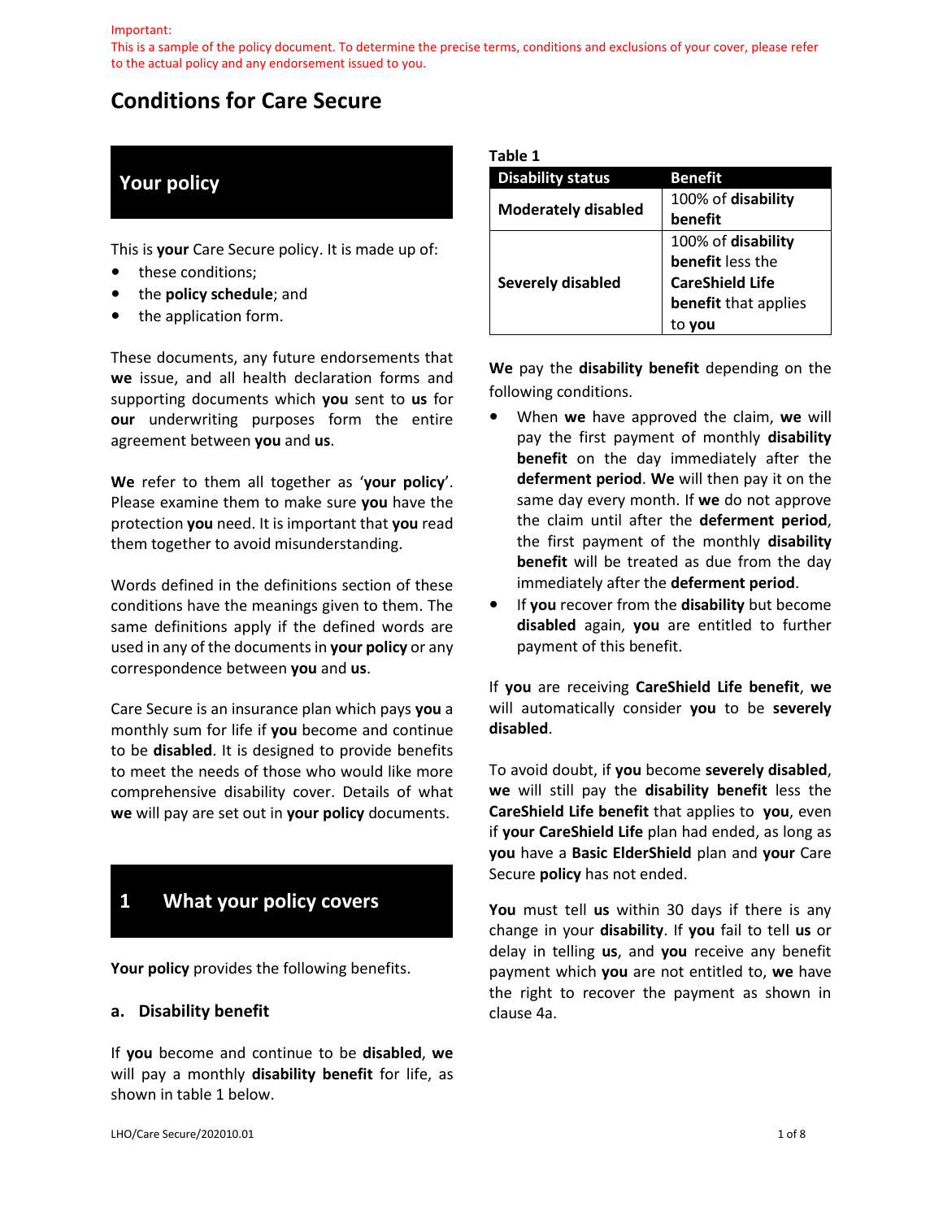Important:
This is a sample of the policy document. To determine the precise terms, conditions and exclusions of your cover, please refer to the actual policy and any endorsement issued to you.

# Conditions for Care Secure

## Your policy

This is **your** Care Secure policy. It is made up of:

- these conditions;
- the **policy schedule**; and
- the application form.

These documents, any future endorsements that **we** issue, and all health declaration forms and supporting documents which **you** sent to **us** for **our** underwriting purposes form the entire agreement between **you** and **us**.

**We** refer to them all together as '**your policy**'. Please examine them to make sure **you** have the protection **you** need. It is important that **you** read them together to avoid misunderstanding.

Words defined in the definitions section of these conditions have the meanings given to them. The same definitions apply if the defined words are used in any of the documents in **your policy** or any correspondence between **you** and **us**.

Care Secure is an insurance plan which pays **you** a monthly sum for life if **you** become and continue to be **disabled**. It is designed to provide benefits to meet the needs of those who would like more comprehensive disability cover. Details of what **we** will pay are set out in **your policy** documents.

## 1 What your policy covers

**Your policy** provides the following benefits.

### a. Disability benefit

If **you** become and continue to be **disabled**, **we** will pay a monthly **disability benefit** for life, as shown in table 1 below.

**Table 1**

| Disability status | Benefit |
|---|---|
| **Moderately disabled** | 100% of **disability benefit** |
| **Severely disabled** | 100% of **disability benefit** less the **CareShield Life benefit** that applies to **you** |

**We** pay the **disability benefit** depending on the following conditions.

- When **we** have approved the claim, **we** will pay the first payment of monthly **disability benefit** on the day immediately after the **deferment period**. **We** will then pay it on the same day every month. If **we** do not approve the claim until after the **deferment period**, the first payment of the monthly **disability benefit** will be treated as due from the day immediately after the **deferment period**.
- If **you** recover from the **disability** but become **disabled** again, **you** are entitled to further payment of this benefit.

If **you** are receiving **CareShield Life benefit**, **we** will automatically consider **you** to be **severely disabled**.

To avoid doubt, if **you** become **severely disabled**, **we** will still pay the **disability benefit** less the **CareShield Life benefit** that applies to **you**, even if **your CareShield Life** plan had ended, as long as **you** have a **Basic ElderShield** plan and **your** Care Secure **policy** has not ended.

**You** must tell **us** within 30 days if there is any change in your **disability**. If **you** fail to tell **us** or delay in telling **us**, and **you** receive any benefit payment which **you** are not entitled to, **we** have the right to recover the payment as shown in clause 4a.

LHO/Care Secure/202010.01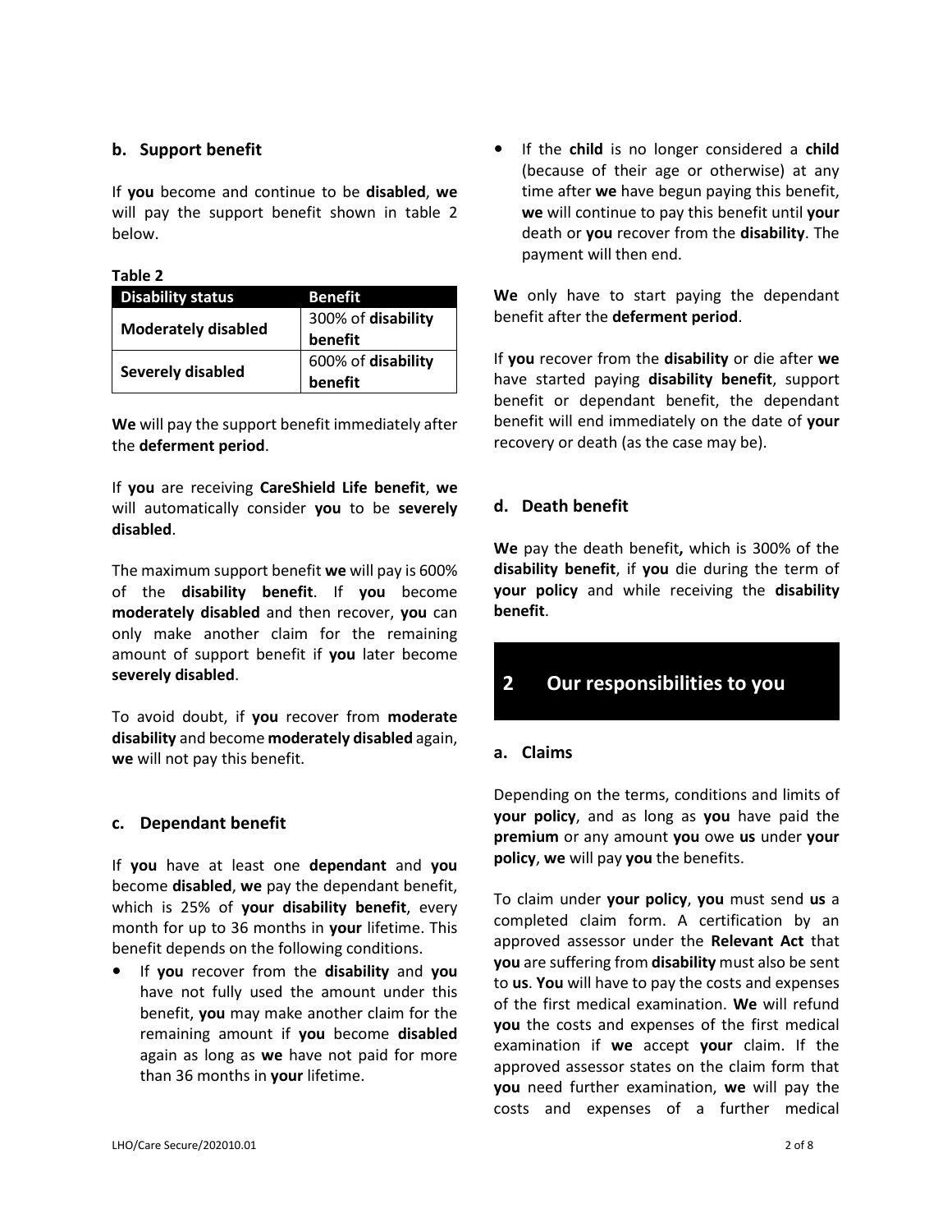### b. Support benefit

If **you** become and continue to be **disabled**, **we** will pay the support benefit shown in table 2 below.

**Table 2**

| Disability status | Benefit |
| --- | --- |
| **Moderately disabled** | 300% of **disability benefit** |
| **Severely disabled** | 600% of **disability benefit** |

**We** will pay the support benefit immediately after the **deferment period**.

If **you** are receiving **CareShield Life benefit**, **we** will automatically consider **you** to be **severely disabled**.

The maximum support benefit **we** will pay is 600% of the **disability benefit**. If **you** become **moderately disabled** and then recover, **you** can only make another claim for the remaining amount of support benefit if **you** later become **severely disabled**.

To avoid doubt, if **you** recover from **moderate disability** and become **moderately disabled** again, **we** will not pay this benefit.

### c. Dependant benefit

If **you** have at least one **dependant** and **you** become **disabled**, **we** pay the dependant benefit, which is 25% of **your disability benefit**, every month for up to 36 months in **your** lifetime. This benefit depends on the following conditions.

- If **you** recover from the **disability** and **you** have not fully used the amount under this benefit, **you** may make another claim for the remaining amount if **you** become **disabled** again as long as **we** have not paid for more than 36 months in **your** lifetime.
- If the **child** is no longer considered a **child** (because of their age or otherwise) at any time after **we** have begun paying this benefit, **we** will continue to pay this benefit until **your** death or **you** recover from the **disability**. The payment will then end.

**We** only have to start paying the dependant benefit after the **deferment period**.

If **you** recover from the **disability** or die after **we** have started paying **disability benefit**, support benefit or dependant benefit, the dependant benefit will end immediately on the date of **your** recovery or death (as the case may be).

### d. Death benefit

**We** pay the death benefit**,** which is 300% of the **disability benefit**, if **you** die during the term of **your policy** and while receiving the **disability benefit**.

## 2 Our responsibilities to you

### a. Claims

Depending on the terms, conditions and limits of **your policy**, and as long as **you** have paid the **premium** or any amount **you** owe **us** under **your policy**, **we** will pay **you** the benefits.

To claim under **your policy**, **you** must send **us** a completed claim form. A certification by an approved assessor under the **Relevant Act** that **you** are suffering from **disability** must also be sent to **us**. **You** will have to pay the costs and expenses of the first medical examination. **We** will refund **you** the costs and expenses of the first medical examination if **we** accept **your** claim. If the approved assessor states on the claim form that **you** need further examination, **we** will pay the costs and expenses of a further medical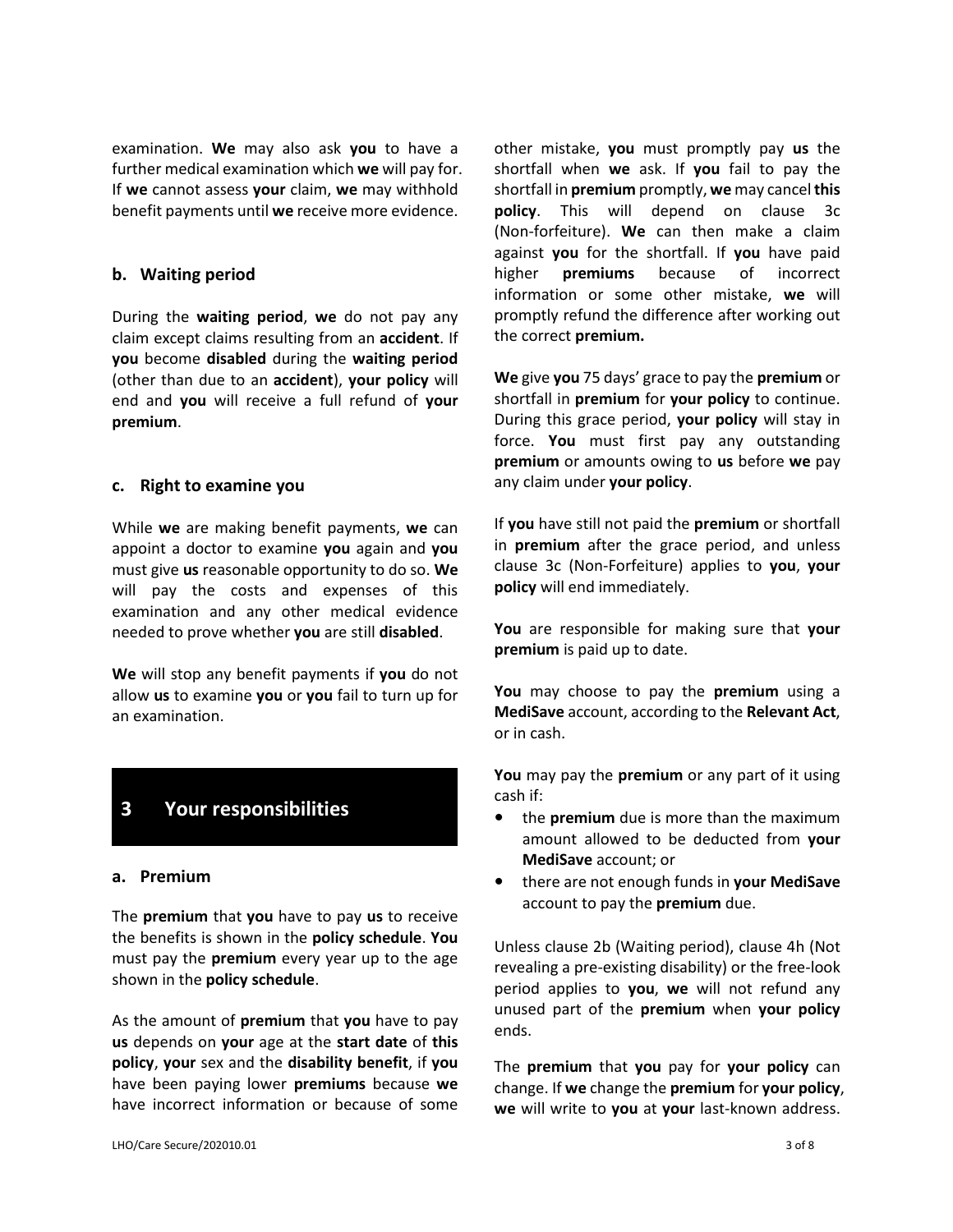examination. **We** may also ask **you** to have a further medical examination which **we** will pay for. If **we** cannot assess **your** claim, **we** may withhold benefit payments until **we** receive more evidence.

### b. Waiting period

During the **waiting period**, **we** do not pay any claim except claims resulting from an **accident**. If **you** become **disabled** during the **waiting period** (other than due to an **accident**), **your policy** will end and **you** will receive a full refund of **your premium**.

### c. Right to examine you

While **we** are making benefit payments, **we** can appoint a doctor to examine **you** again and **you** must give **us** reasonable opportunity to do so. **We** will pay the costs and expenses of this examination and any other medical evidence needed to prove whether **you** are still **disabled**.

**We** will stop any benefit payments if **you** do not allow **us** to examine **you** or **you** fail to turn up for an examination.

## 3 Your responsibilities

### a. Premium

The **premium** that **you** have to pay **us** to receive the benefits is shown in the **policy schedule**. **You** must pay the **premium** every year up to the age shown in the **policy schedule**.

As the amount of **premium** that **you** have to pay **us** depends on **your** age at the **start date** of **this policy**, **your** sex and the **disability benefit**, if **you** have been paying lower **premiums** because **we** have incorrect information or because of some other mistake, **you** must promptly pay **us** the shortfall when **we** ask. If **you** fail to pay the shortfall in **premium** promptly, **we** may cancel **this policy**. This will depend on clause 3c (Non-forfeiture). **We** can then make a claim against **you** for the shortfall. If **you** have paid higher **premiums** because of incorrect information or some other mistake, **we** will promptly refund the difference after working out the correct **premium.**

**We** give **you** 75 days' grace to pay the **premium** or shortfall in **premium** for **your policy** to continue. During this grace period, **your policy** will stay in force. **You** must first pay any outstanding **premium** or amounts owing to **us** before **we** pay any claim under **your policy**.

If **you** have still not paid the **premium** or shortfall in **premium** after the grace period, and unless clause 3c (Non-Forfeiture) applies to **you**, **your policy** will end immediately.

**You** are responsible for making sure that **your premium** is paid up to date.

**You** may choose to pay the **premium** using a **MediSave** account, according to the **Relevant Act**, or in cash.

**You** may pay the **premium** or any part of it using cash if:

- the **premium** due is more than the maximum amount allowed to be deducted from **your MediSave** account; or
- there are not enough funds in **your MediSave** account to pay the **premium** due.

Unless clause 2b (Waiting period), clause 4h (Not revealing a pre-existing disability) or the free-look period applies to **you**, **we** will not refund any unused part of the **premium** when **your policy** ends.

The **premium** that **you** pay for **your policy** can change. If **we** change the **premium** for **your policy**, **we** will write to **you** at **your** last-known address.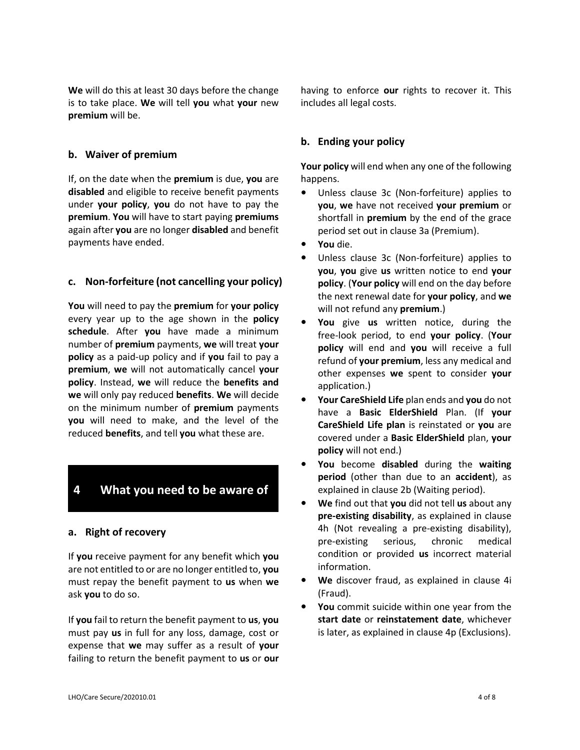**We** will do this at least 30 days before the change is to take place. **We** will tell **you** what **your** new **premium** will be.

### b. Waiver of premium

If, on the date when the **premium** is due, **you** are **disabled** and eligible to receive benefit payments under **your policy**, **you** do not have to pay the **premium**. **You** will have to start paying **premiums** again after **you** are no longer **disabled** and benefit payments have ended.

### c. Non-forfeiture (not cancelling your policy)

**You** will need to pay the **premium** for **your policy** every year up to the age shown in the **policy schedule**. After **you** have made a minimum number of **premium** payments, **we** will treat **your policy** as a paid-up policy and if **you** fail to pay a **premium**, **we** will not automatically cancel **your policy**. Instead, **we** will reduce the **benefits and we** will only pay reduced **benefits**. **We** will decide on the minimum number of **premium** payments **you** will need to make, and the level of the reduced **benefits**, and tell **you** what these are.

## 4 What you need to be aware of

### a. Right of recovery

If **you** receive payment for any benefit which **you** are not entitled to or are no longer entitled to, **you** must repay the benefit payment to **us** when **we** ask **you** to do so.

If **you** fail to return the benefit payment to **us**, **you** must pay **us** in full for any loss, damage, cost or expense that **we** may suffer as a result of **your** failing to return the benefit payment to **us** or **our** having to enforce **our** rights to recover it. This includes all legal costs.

### b. Ending your policy

**Your policy** will end when any one of the following happens.

- Unless clause 3c (Non-forfeiture) applies to **you**, **we** have not received **your premium** or shortfall in **premium** by the end of the grace period set out in clause 3a (Premium).
- **You** die.
- Unless clause 3c (Non-forfeiture) applies to **you**, **you** give **us** written notice to end **your policy**. (**Your policy** will end on the day before the next renewal date for **your policy**, and **we** will not refund any **premium**.)
- **You** give **us** written notice, during the free-look period, to end **your policy**. (**Your policy** will end and **you** will receive a full refund of **your premium**, less any medical and other expenses **we** spent to consider **your** application.)
- **Your CareShield Life** plan ends and **you** do not have a **Basic ElderShield** Plan. (If **your CareShield Life plan** is reinstated or **you** are covered under a **Basic ElderShield** plan, **your policy** will not end.)
- **You** become **disabled** during the **waiting period** (other than due to an **accident**), as explained in clause 2b (Waiting period).
- **We** find out that **you** did not tell **us** about any **pre-existing disability**, as explained in clause 4h (Not revealing a pre-existing disability), pre-existing serious, chronic medical condition or provided **us** incorrect material information.
- **We** discover fraud, as explained in clause 4i (Fraud).
- **You** commit suicide within one year from the **start date** or **reinstatement date**, whichever is later, as explained in clause 4p (Exclusions).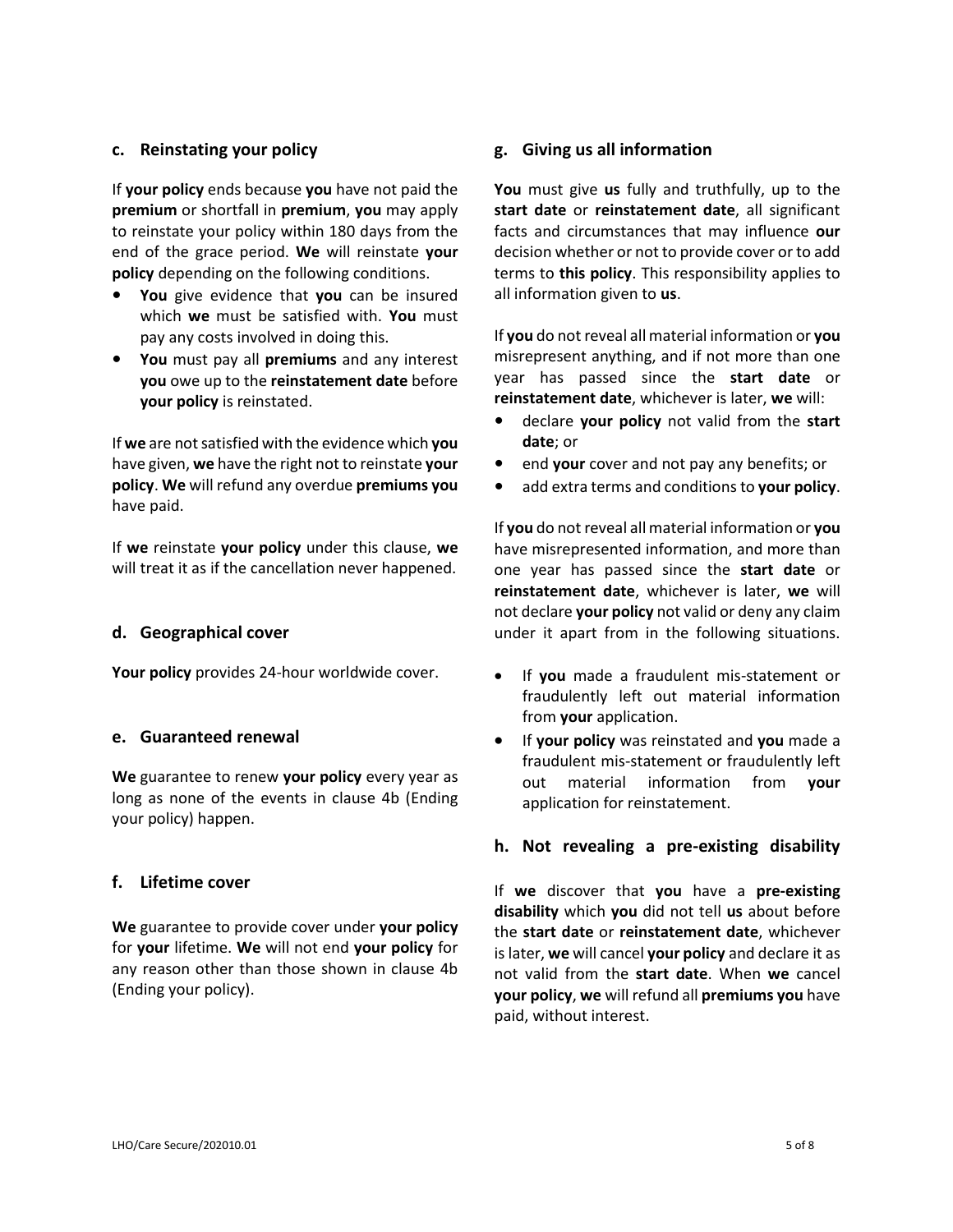### c. Reinstating your policy

If **your policy** ends because **you** have not paid the **premium** or shortfall in **premium**, **you** may apply to reinstate your policy within 180 days from the end of the grace period. **We** will reinstate **your policy** depending on the following conditions.

- **You** give evidence that **you** can be insured which **we** must be satisfied with. **You** must pay any costs involved in doing this.
- **You** must pay all **premiums** and any interest **you** owe up to the **reinstatement date** before **your policy** is reinstated.

If **we** are not satisfied with the evidence which **you** have given, **we** have the right not to reinstate **your policy**. **We** will refund any overdue **premiums you** have paid.

If **we** reinstate **your policy** under this clause, **we** will treat it as if the cancellation never happened.

### d. Geographical cover

**Your policy** provides 24-hour worldwide cover.

### e. Guaranteed renewal

**We** guarantee to renew **your policy** every year as long as none of the events in clause 4b (Ending your policy) happen.

### f. Lifetime cover

**We** guarantee to provide cover under **your policy** for **your** lifetime. **We** will not end **your policy** for any reason other than those shown in clause 4b (Ending your policy).

### g. Giving us all information

**You** must give **us** fully and truthfully, up to the **start date** or **reinstatement date**, all significant facts and circumstances that may influence **our** decision whether or not to provide cover or to add terms to **this policy**. This responsibility applies to all information given to **us**.

If **you** do not reveal all material information or **you** misrepresent anything, and if not more than one year has passed since the **start date** or **reinstatement date**, whichever is later, **we** will:

- declare **your policy** not valid from the **start date**; or
- end **your** cover and not pay any benefits; or
- add extra terms and conditions to **your policy**.

If **you** do not reveal all material information or **you** have misrepresented information, and more than one year has passed since the **start date** or **reinstatement date**, whichever is later, **we** will not declare **your policy** not valid or deny any claim under it apart from in the following situations.

- If **you** made a fraudulent mis-statement or fraudulently left out material information from **your** application.
- If **your policy** was reinstated and **you** made a fraudulent mis-statement or fraudulently left out material information from **your** application for reinstatement.

### h. Not revealing a pre-existing disability

If **we** discover that **you** have a **pre-existing disability** which **you** did not tell **us** about before the **start date** or **reinstatement date**, whichever is later, **we** will cancel **your policy** and declare it as not valid from the **start date**. When **we** cancel **your policy**, **we** will refund all **premiums you** have paid, without interest.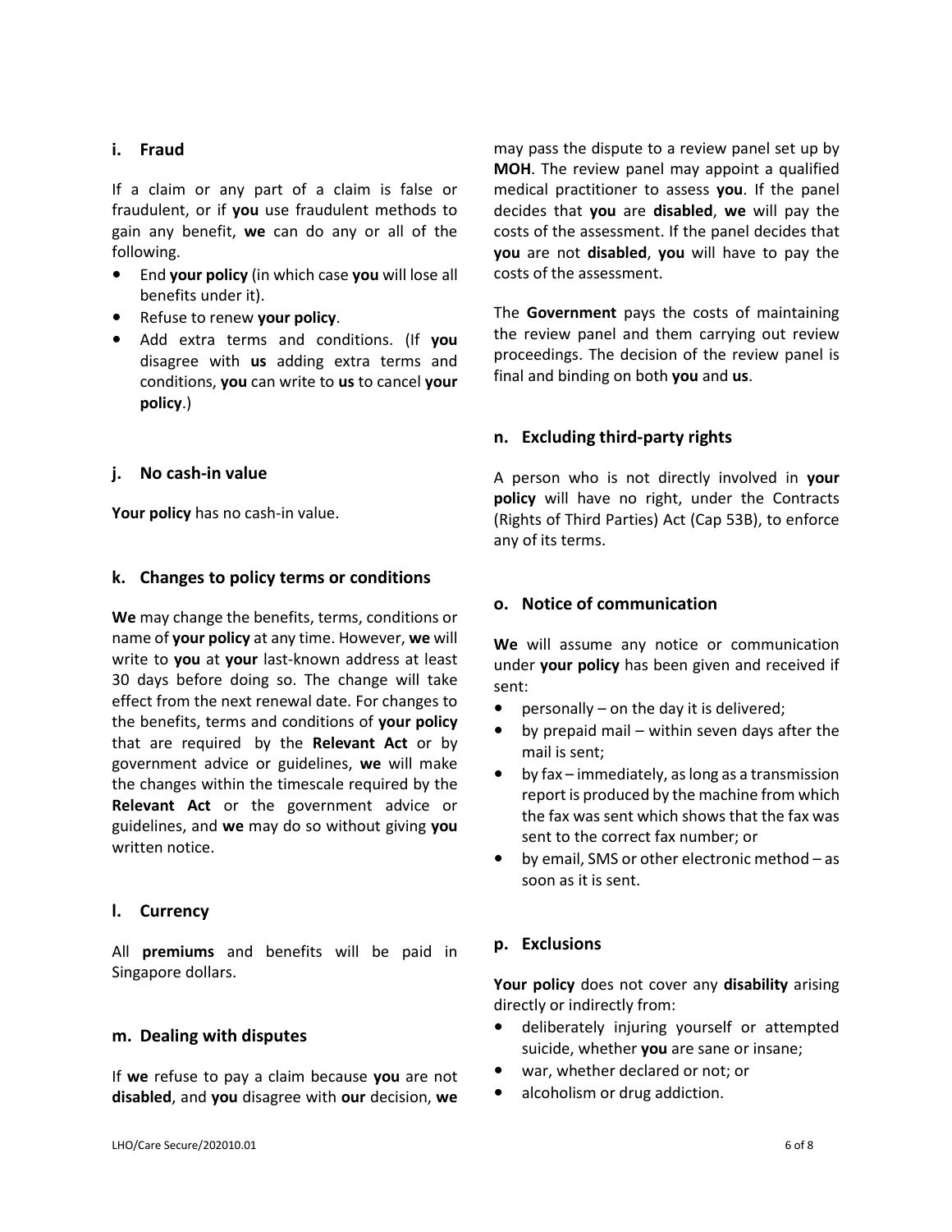### i. Fraud

If a claim or any part of a claim is false or fraudulent, or if **you** use fraudulent methods to gain any benefit, **we** can do any or all of the following.

- End **your policy** (in which case **you** will lose all benefits under it).
- Refuse to renew **your policy**.
- Add extra terms and conditions. (If **you** disagree with **us** adding extra terms and conditions, **you** can write to **us** to cancel **your policy**.)

### j. No cash-in value

**Your policy** has no cash-in value.

### k. Changes to policy terms or conditions

**We** may change the benefits, terms, conditions or name of **your policy** at any time. However, **we** will write to **you** at **your** last-known address at least 30 days before doing so. The change will take effect from the next renewal date. For changes to the benefits, terms and conditions of **your policy** that are required by the **Relevant Act** or by government advice or guidelines, **we** will make the changes within the timescale required by the **Relevant Act** or the government advice or guidelines, and **we** may do so without giving **you** written notice.

### l. Currency

All **premiums** and benefits will be paid in Singapore dollars.

### m. Dealing with disputes

If **we** refuse to pay a claim because **you** are not **disabled**, and **you** disagree with **our** decision, **we** may pass the dispute to a review panel set up by **MOH**. The review panel may appoint a qualified medical practitioner to assess **you**. If the panel decides that **you** are **disabled**, **we** will pay the costs of the assessment. If the panel decides that **you** are not **disabled**, **you** will have to pay the costs of the assessment.

The **Government** pays the costs of maintaining the review panel and them carrying out review proceedings. The decision of the review panel is final and binding on both **you** and **us**.

### n. Excluding third-party rights

A person who is not directly involved in **your policy** will have no right, under the Contracts (Rights of Third Parties) Act (Cap 53B), to enforce any of its terms.

### o. Notice of communication

**We** will assume any notice or communication under **your policy** has been given and received if sent:

- personally – on the day it is delivered;
- by prepaid mail – within seven days after the mail is sent;
- by fax – immediately, as long as a transmission report is produced by the machine from which the fax was sent which shows that the fax was sent to the correct fax number; or
- by email, SMS or other electronic method – as soon as it is sent.

### p. Exclusions

**Your policy** does not cover any **disability** arising directly or indirectly from:

- deliberately injuring yourself or attempted suicide, whether **you** are sane or insane;
- war, whether declared or not; or
- alcoholism or drug addiction.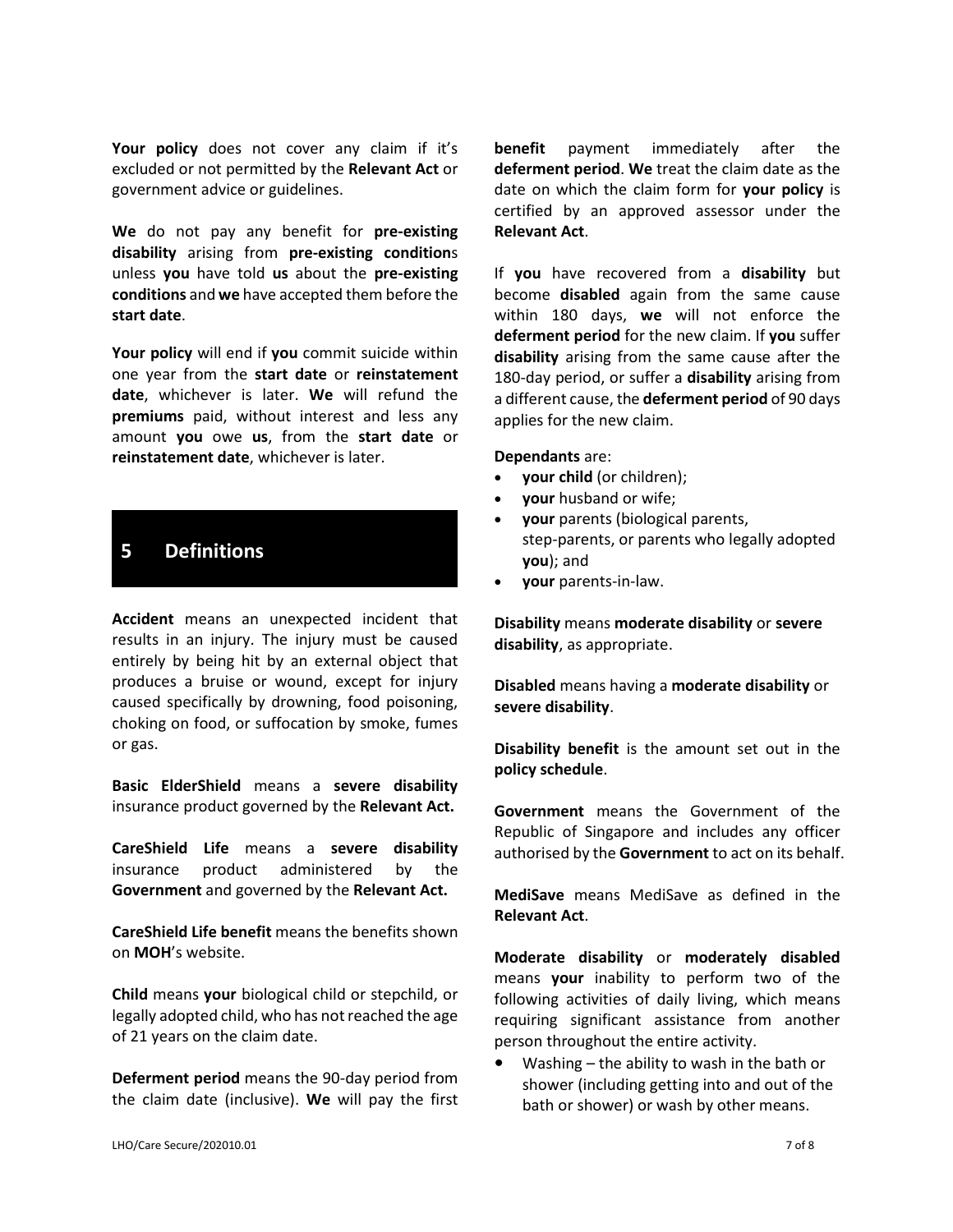**Your policy** does not cover any claim if it's excluded or not permitted by the **Relevant Act** or government advice or guidelines.

**We** do not pay any benefit for **pre-existing disability** arising from **pre-existing condition**s unless **you** have told **us** about the **pre-existing conditions** and **we** have accepted them before the **start date**.

**Your policy** will end if **you** commit suicide within one year from the **start date** or **reinstatement date**, whichever is later. **We** will refund the **premiums** paid, without interest and less any amount **you** owe **us**, from the **start date** or **reinstatement date**, whichever is later.

## 5 Definitions

**Accident** means an unexpected incident that results in an injury. The injury must be caused entirely by being hit by an external object that produces a bruise or wound, except for injury caused specifically by drowning, food poisoning, choking on food, or suffocation by smoke, fumes or gas.

**Basic ElderShield** means a **severe disability** insurance product governed by the **Relevant Act.**

**CareShield Life** means a **severe disability** insurance product administered by the **Government** and governed by the **Relevant Act.**

**CareShield Life benefit** means the benefits shown on **MOH**'s website.

**Child** means **your** biological child or stepchild, or legally adopted child, who has not reached the age of 21 years on the claim date.

**Deferment period** means the 90-day period from the claim date (inclusive). **We** will pay the first **benefit** payment immediately after the **deferment period**. **We** treat the claim date as the date on which the claim form for **your policy** is certified by an approved assessor under the **Relevant Act**.

If **you** have recovered from a **disability** but become **disabled** again from the same cause within 180 days, **we** will not enforce the **deferment period** for the new claim. If **you** suffer **disability** arising from the same cause after the 180-day period, or suffer a **disability** arising from a different cause, the **deferment period** of 90 days applies for the new claim.

**Dependants** are:

- **your child** (or children);
- **your** husband or wife;
- **your** parents (biological parents, step-parents, or parents who legally adopted **you**); and
- **your** parents-in-law.

**Disability** means **moderate disability** or **severe disability**, as appropriate.

**Disabled** means having a **moderate disability** or **severe disability**.

**Disability benefit** is the amount set out in the **policy schedule**.

**Government** means the Government of the Republic of Singapore and includes any officer authorised by the **Government** to act on its behalf.

**MediSave** means MediSave as defined in the **Relevant Act**.

**Moderate disability** or **moderately disabled** means **your** inability to perform two of the following activities of daily living, which means requiring significant assistance from another person throughout the entire activity.

- Washing – the ability to wash in the bath or shower (including getting into and out of the bath or shower) or wash by other means.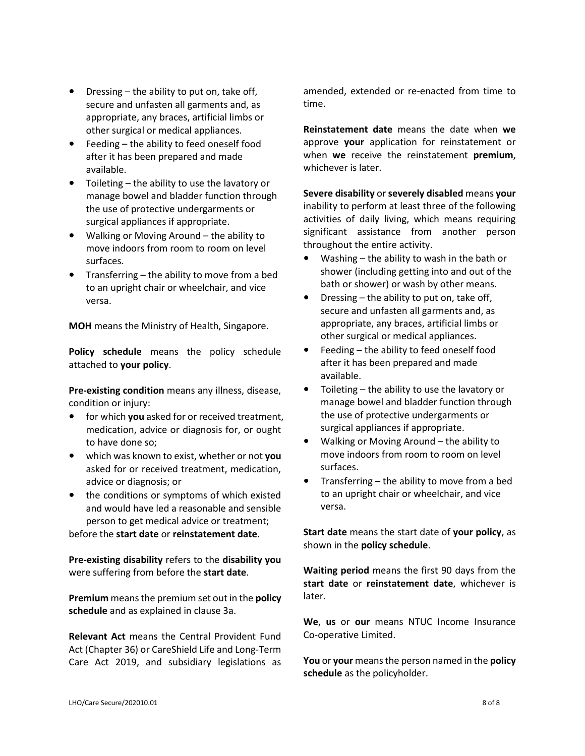- Dressing – the ability to put on, take off, secure and unfasten all garments and, as appropriate, any braces, artificial limbs or other surgical or medical appliances.
- Feeding – the ability to feed oneself food after it has been prepared and made available.
- Toileting – the ability to use the lavatory or manage bowel and bladder function through the use of protective undergarments or surgical appliances if appropriate.
- Walking or Moving Around – the ability to move indoors from room to room on level surfaces.
- Transferring – the ability to move from a bed to an upright chair or wheelchair, and vice versa.

**MOH** means the Ministry of Health, Singapore.

**Policy schedule** means the policy schedule attached to **your policy**.

**Pre-existing condition** means any illness, disease, condition or injury:

- for which **you** asked for or received treatment, medication, advice or diagnosis for, or ought to have done so;
- which was known to exist, whether or not **you** asked for or received treatment, medication, advice or diagnosis; or
- the conditions or symptoms of which existed and would have led a reasonable and sensible person to get medical advice or treatment;

before the **start date** or **reinstatement date**.

**Pre-existing disability** refers to the **disability you** were suffering from before the **start date**.

**Premium** means the premium set out in the **policy schedule** and as explained in clause 3a.

**Relevant Act** means the Central Provident Fund Act (Chapter 36) or CareShield Life and Long-Term Care Act 2019, and subsidiary legislations as amended, extended or re-enacted from time to time.

**Reinstatement date** means the date when **we** approve **your** application for reinstatement or when **we** receive the reinstatement **premium**, whichever is later.

**Severe disability** or **severely disabled** means **your** inability to perform at least three of the following activities of daily living, which means requiring significant assistance from another person throughout the entire activity.

- Washing – the ability to wash in the bath or shower (including getting into and out of the bath or shower) or wash by other means.
- Dressing – the ability to put on, take off, secure and unfasten all garments and, as appropriate, any braces, artificial limbs or other surgical or medical appliances.
- Feeding – the ability to feed oneself food after it has been prepared and made available.
- Toileting – the ability to use the lavatory or manage bowel and bladder function through the use of protective undergarments or surgical appliances if appropriate.
- Walking or Moving Around – the ability to move indoors from room to room on level surfaces.
- Transferring – the ability to move from a bed to an upright chair or wheelchair, and vice versa.

**Start date** means the start date of **your policy**, as shown in the **policy schedule**.

**Waiting period** means the first 90 days from the **start date** or **reinstatement date**, whichever is later.

**We**, **us** or **our** means NTUC Income Insurance Co-operative Limited.

**You** or **your** means the person named in the **policy schedule** as the policyholder.

LHO/Care Secure/202010.01